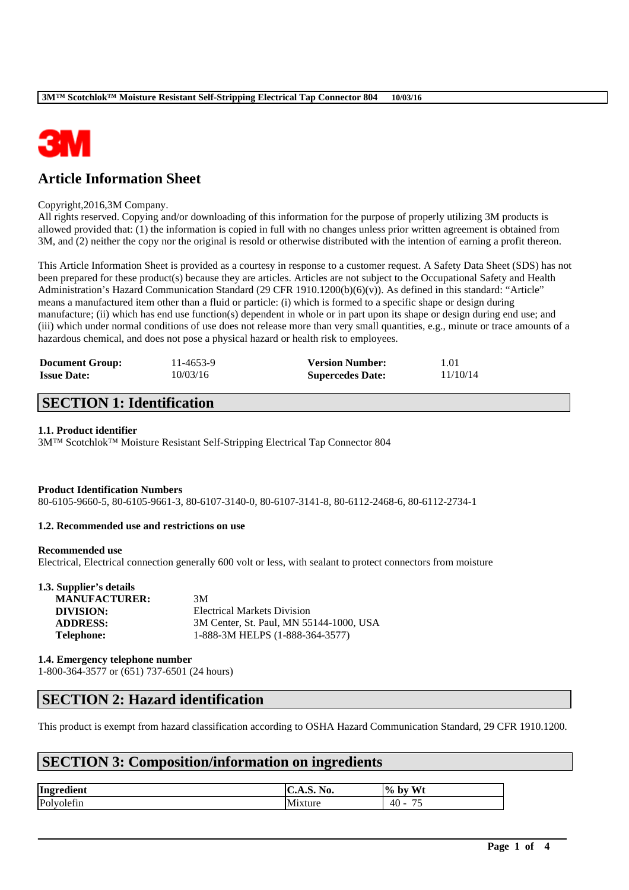# Article Information Sheet

Copyright,2016,3M Company.
All rights reserved. Copying and/or downloading of this information for the purpose of properly utilizing 3M products is allowed provided that: (1) the information is copied in full with no changes unless prior written agreement is obtained from 3M, and (2) neither the copy nor the original is resold or otherwise distributed with the intention of earning a profit thereon.

This Article Information Sheet is provided as a courtesy in response to a customer request. A Safety Data Sheet (SDS) has not been prepared for these product(s) because they are articles. Articles are not subject to the Occupational Safety and Health Administration's Hazard Communication Standard (29 CFR 1910.1200(b)(6)(v)). As defined in this standard: "Article" means a manufactured item other than a fluid or particle: (i) which is formed to a specific shape or design during manufacture; (ii) which has end use function(s) dependent in whole or in part upon its shape or design during end use; and (iii) which under normal conditions of use does not release more than very small quantities, e.g., minute or trace amounts of a hazardous chemical, and does not pose a physical hazard or health risk to employees.

| | | | |
|---|---|---|---|
| **Document Group:** | 11-4653-9 | **Version Number:** | 1.01 |
| **Issue Date:** | 10/03/16 | **Supercedes Date:** | 11/10/14 |

## SECTION 1: Identification

### 1.1. Product identifier

3M™ Scotchlok™ Moisture Resistant Self-Stripping Electrical Tap Connector 804

**Product Identification Numbers**

80-6105-9660-5, 80-6105-9661-3, 80-6107-3140-0, 80-6107-3141-8, 80-6112-2468-6, 80-6112-2734-1

### 1.2. Recommended use and restrictions on use

**Recommended use**

Electrical, Electrical connection generally 600 volt or less, with sealant to protect connectors from moisture

### 1.3. Supplier's details

| | |
|---|---|
| **MANUFACTURER:** | 3M |
| **DIVISION:** | Electrical Markets Division |
| **ADDRESS:** | 3M Center, St. Paul, MN 55144-1000, USA |
| **Telephone:** | 1-888-3M HELPS (1-888-364-3577) |

### 1.4. Emergency telephone number

1-800-364-3577 or (651) 737-6501 (24 hours)

## SECTION 2: Hazard identification

This product is exempt from hazard classification according to OSHA Hazard Communication Standard, 29 CFR 1910.1200.

## SECTION 3: Composition/information on ingredients

| Ingredient | C.A.S. No. | % by Wt |
|---|---|---|
| Polyolefin | Mixture | 40 - 75 |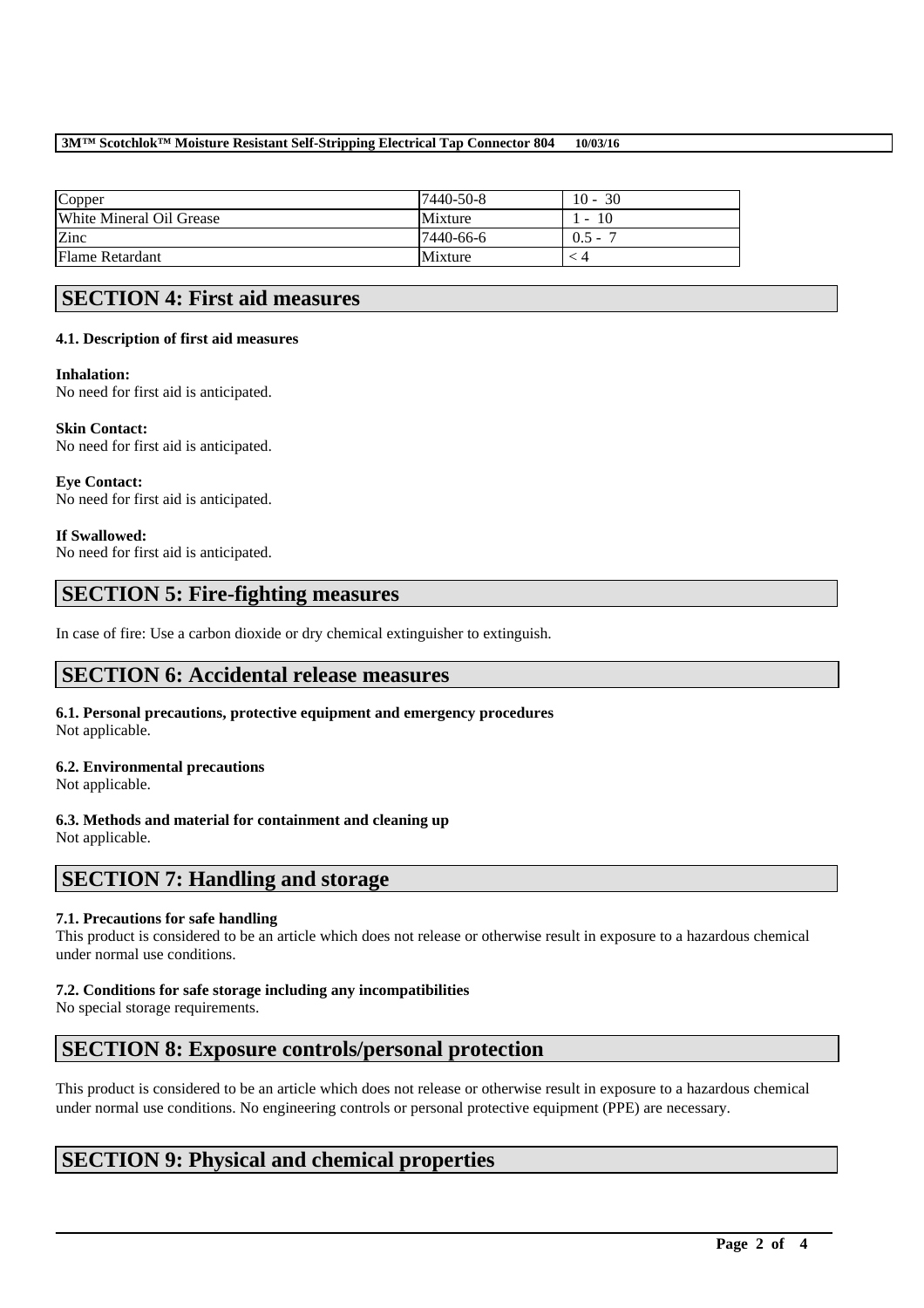| Copper | 7440-50-8 | 10 - 30 |
| --- | --- | --- |
| White Mineral Oil Grease | Mixture | 1 - 10 |
| Zinc | 7440-66-6 | 0.5 - 7 |
| Flame Retardant | Mixture | < 4 |

## SECTION 4: First aid measures

### 4.1. Description of first aid measures

**Inhalation:**
No need for first aid is anticipated.

**Skin Contact:**
No need for first aid is anticipated.

**Eye Contact:**
No need for first aid is anticipated.

**If Swallowed:**
No need for first aid is anticipated.

## SECTION 5: Fire-fighting measures

In case of fire: Use a carbon dioxide or dry chemical extinguisher to extinguish.

## SECTION 6: Accidental release measures

### 6.1. Personal precautions, protective equipment and emergency procedures
Not applicable.

### 6.2. Environmental precautions
Not applicable.

### 6.3. Methods and material for containment and cleaning up
Not applicable.

## SECTION 7: Handling and storage

### 7.1. Precautions for safe handling
This product is considered to be an article which does not release or otherwise result in exposure to a hazardous chemical under normal use conditions.

### 7.2. Conditions for safe storage including any incompatibilities
No special storage requirements.

## SECTION 8: Exposure controls/personal protection

This product is considered to be an article which does not release or otherwise result in exposure to a hazardous chemical under normal use conditions. No engineering controls or personal protective equipment (PPE) are necessary.

## SECTION 9: Physical and chemical properties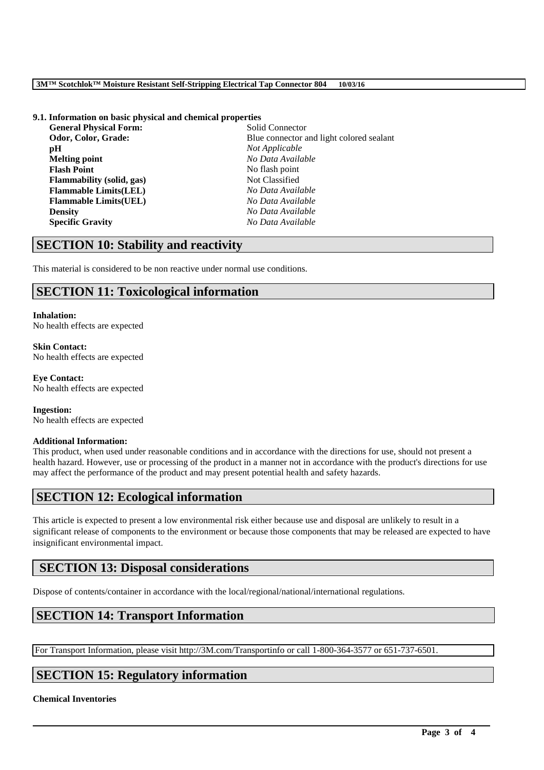### 9.1. Information on basic physical and chemical properties

| | |
|---|---|
| **General Physical Form:** | Solid Connector |
| **Odor, Color, Grade:** | Blue connector and light colored sealant |
| **pH** | *Not Applicable* |
| **Melting point** | *No Data Available* |
| **Flash Point** | No flash point |
| **Flammability (solid, gas)** | Not Classified |
| **Flammable Limits(LEL)** | *No Data Available* |
| **Flammable Limits(UEL)** | *No Data Available* |
| **Density** | *No Data Available* |
| **Specific Gravity** | *No Data Available* |

## SECTION 10: Stability and reactivity

This material is considered to be non reactive under normal use conditions.

## SECTION 11: Toxicological information

**Inhalation:**
No health effects are expected

**Skin Contact:**
No health effects are expected

**Eye Contact:**
No health effects are expected

**Ingestion:**
No health effects are expected

**Additional Information:**
This product, when used under reasonable conditions and in accordance with the directions for use, should not present a health hazard. However, use or processing of the product in a manner not in accordance with the product's directions for use may affect the performance of the product and may present potential health and safety hazards.

## SECTION 12: Ecological information

This article is expected to present a low environmental risk either because use and disposal are unlikely to result in a significant release of components to the environment or because those components that may be released are expected to have insignificant environmental impact.

## SECTION 13: Disposal considerations

Dispose of contents/container in accordance with the local/regional/national/international regulations.

## SECTION 14: Transport Information

For Transport Information, please visit http://3M.com/Transportinfo or call 1-800-364-3577 or 651-737-6501.

## SECTION 15: Regulatory information

**Chemical Inventories**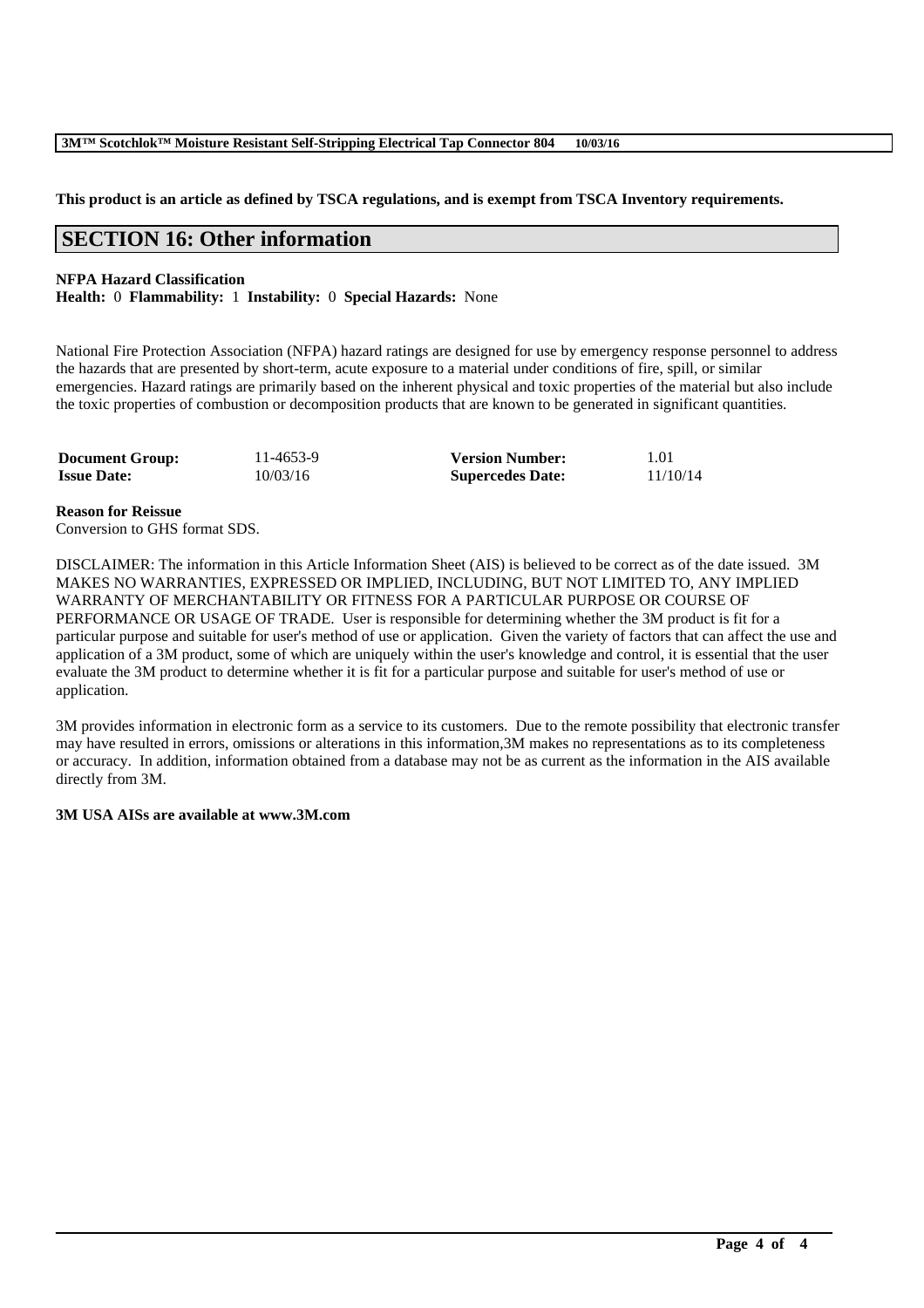**This product is an article as defined by TSCA regulations, and is exempt from TSCA Inventory requirements.**

## SECTION 16: Other information

**NFPA Hazard Classification**
**Health:** 0 **Flammability:** 1 **Instability:** 0 **Special Hazards:** None

National Fire Protection Association (NFPA) hazard ratings are designed for use by emergency response personnel to address the hazards that are presented by short-term, acute exposure to a material under conditions of fire, spill, or similar emergencies. Hazard ratings are primarily based on the inherent physical and toxic properties of the material but also include the toxic properties of combustion or decomposition products that are known to be generated in significant quantities.

| | | | |
|---|---|---|---|
| **Document Group:** | 11-4653-9 | **Version Number:** | 1.01 |
| **Issue Date:** | 10/03/16 | **Supercedes Date:** | 11/10/14 |

**Reason for Reissue**
Conversion to GHS format SDS.

DISCLAIMER: The information in this Article Information Sheet (AIS) is believed to be correct as of the date issued. 3M MAKES NO WARRANTIES, EXPRESSED OR IMPLIED, INCLUDING, BUT NOT LIMITED TO, ANY IMPLIED WARRANTY OF MERCHANTABILITY OR FITNESS FOR A PARTICULAR PURPOSE OR COURSE OF PERFORMANCE OR USAGE OF TRADE. User is responsible for determining whether the 3M product is fit for a particular purpose and suitable for user's method of use or application. Given the variety of factors that can affect the use and application of a 3M product, some of which are uniquely within the user's knowledge and control, it is essential that the user evaluate the 3M product to determine whether it is fit for a particular purpose and suitable for user's method of use or application.

3M provides information in electronic form as a service to its customers. Due to the remote possibility that electronic transfer may have resulted in errors, omissions or alterations in this information,3M makes no representations as to its completeness or accuracy. In addition, information obtained from a database may not be as current as the information in the AIS available directly from 3M.

**3M USA AISs are available at www.3M.com**